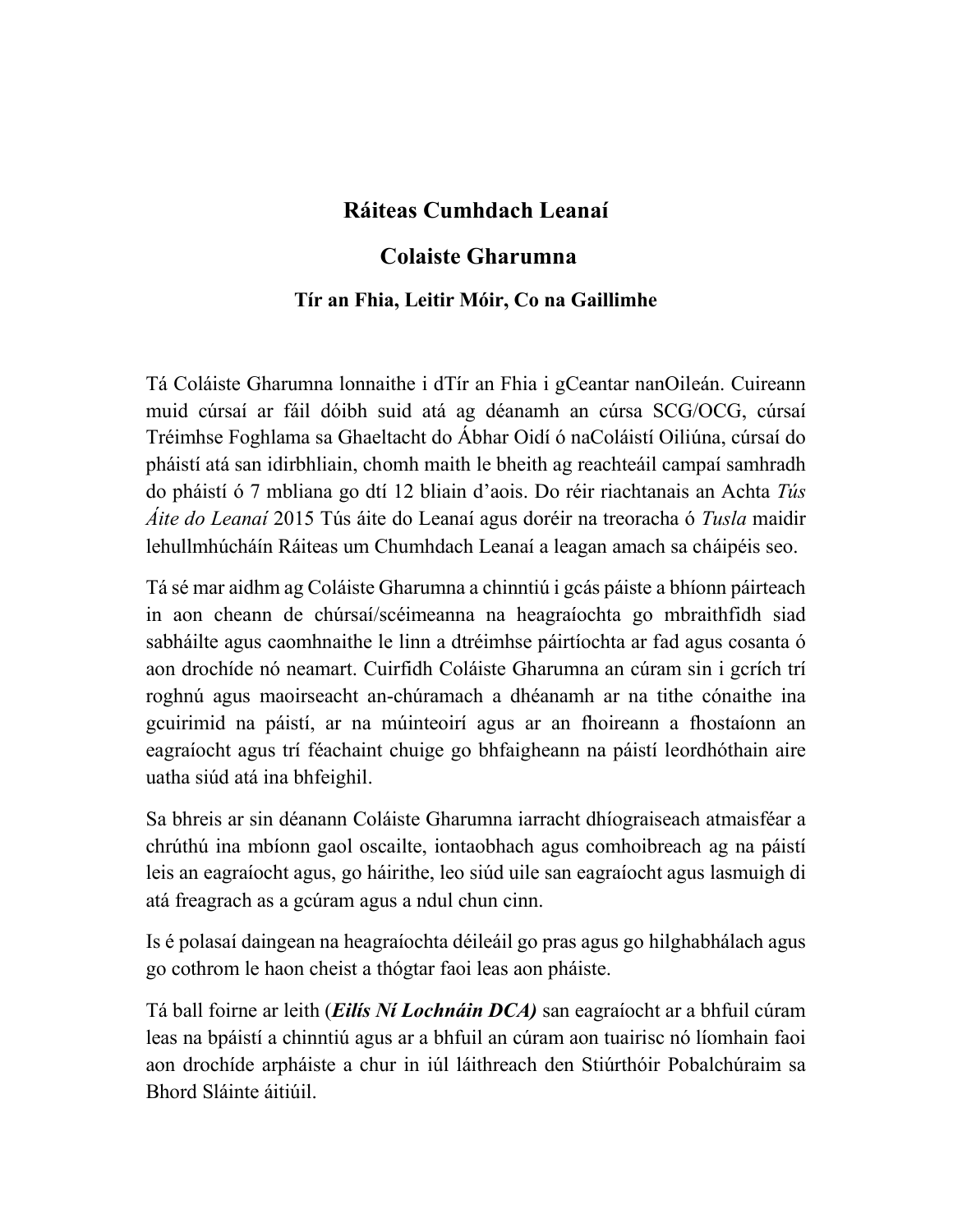# Ráiteas Cumhdach Leanaí

## Colaiste Gharumna

### Tír an Fhia, Leitir Móir, Co na Gaillimhe

Tá Coláiste Gharumna lonnaithe i dTír an Fhia i gCeantar nanOileán. Cuireann muid cúrsaí ar fáil dóibh suid atá ag déanamh an cúrsa SCG/OCG, cúrsaí Tréimhse Foghlama sa Ghaeltacht do Ábhar Oidí ó naColáistí Oiliúna, cúrsaí do pháistí atá san idirbhliain, chomh maith le bheith ag reachteáil campaí samhradh do pháistí ó 7 mbliana go dtí 12 bliain d'aois. Do réir riachtanais an Achta *Tús Áite do Leanaí* 2015 Tús áite do Leanaí agus doréir na treoracha ó *Tusla* maidir lehullmhúcháin Ráiteas um Chumhdach Leanaí a leagan amach sa cháipéis seo.

Tá sé mar aidhm ag Coláiste Gharumna a chinntiú i gcás páiste a bhíonn páirteach in aon cheann de chúrsaí/scéimeanna na heagraíochta go mbraithfidh siad sabháilte agus caomhnaithe le linn a dtréimhse páirtíochta ar fad agus cosanta ó aon drochíde nó neamart. Cuirfidh Coláiste Gharumna an cúram sin i gcrích trí roghnú agus maoirseacht an-chúramach a dhéanamh ar na tithe cónaithe ina gcuirimid na páistí, ar na múinteoirí agus ar an fhoireann a fhostaíonn an eagraíocht agus trí féachaint chuige go bhfaigheann na páistí leordhóthain aire uatha siúd atá ina bhfeighil.

Sa bhreis ar sin déanann Coláiste Gharumna iarracht dhíograiseach atmaisféar a chrúthú ina mbíonn gaol oscailte, iontaobhach agus comhoibreach ag na páistí leis an eagraíocht agus, go háirithe, leo siúd uile san eagraíocht agus lasmuigh di atá freagrach as a gcúram agus a ndul chun cinn.

Is é polasaí daingean na heagraíochta déileáil go pras agus go hilghabhálach agus go cothrom le haon cheist a thógtar faoi leas aon pháiste.

Tá ball foirne ar leith (***Eilís Ní Lochnáin DCA)*** san eagraíocht ar a bhfuil cúram leas na bpáistí a chinntiú agus ar a bhfuil an cúram aon tuairisc nó líomhain faoi aon drochíde arpháiste a chur in iúl láithreach den Stiúrthóir Pobalchúraim sa Bhord Sláinte áitiúil.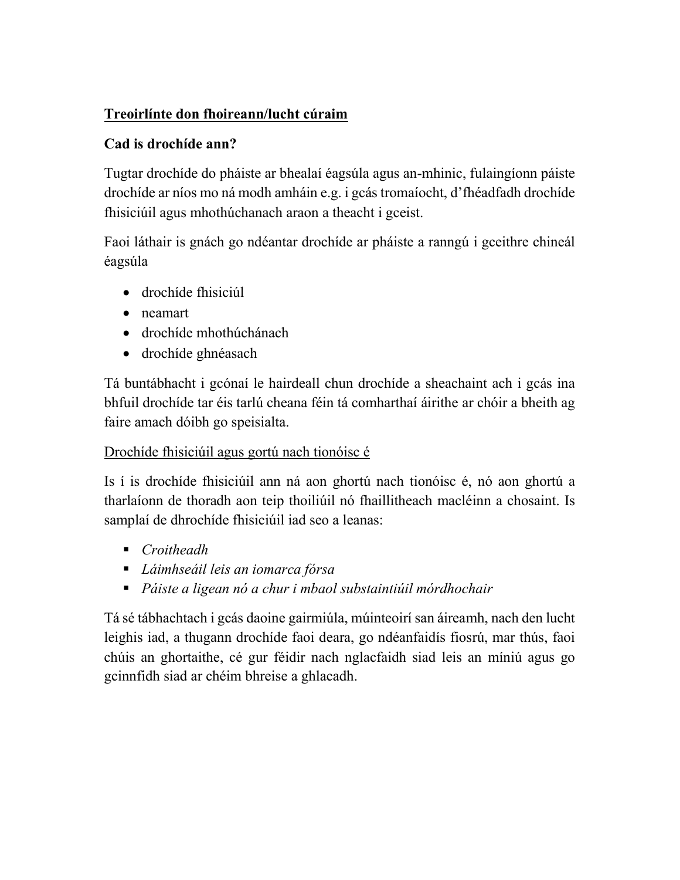**<u>Treoirlínte don fhoireann/lucht cúraim</u>**

**Cad is drochíde ann?**

Tugtar drochíde do pháiste ar bhealaí éagsúla agus an-mhinic, fulaingíonn páiste drochíde ar níos mo ná modh amháin e.g. i gcás tromaíocht, d'fhéadfadh drochíde fhisiciúil agus mhothúchanach araon a theacht i gceist.

Faoi láthair is gnách go ndéantar drochíde ar pháiste a ranngú i gceithre chineál éagsúla

- drochíde fhisiciúl
- neamart
- drochíde mhothúchánach
- drochíde ghnéasach

Tá buntábhacht i gcónaí le hairdeall chun drochíde a sheachaint ach i gcás ina bhfuil drochíde tar éis tarlú cheana féin tá comharthaí áirithe ar chóir a bheith ag faire amach dóibh go speisialta.

<u>Drochíde fhisiciúil agus gortú nach tionóisc é</u>

Is í is drochíde fhisiciúil ann ná aon ghortú nach tionóisc é, nó aon ghortú a tharlaíonn de thoradh aon teip thoiliúil nó fhaillitheach macléinn a chosaint. Is samplaí de dhrochíde fhisiciúil iad seo a leanas:

- *Croitheadh*
- *Láimhseáil leis an iomarca fórsa*
- *Páiste a ligean nó a chur i mbaol substaintiúil mórdhochair*

Tá sé tábhachtach i gcás daoine gairmiúla, múinteoirí san áireamh, nach den lucht leighis iad, a thugann drochíde faoi deara, go ndéanfaidís fiosrú, mar thús, faoi chúis an ghortaithe, cé gur féidir nach nglacfaidh siad leis an míniú agus go gcinnfidh siad ar chéim bhreise a ghlacadh.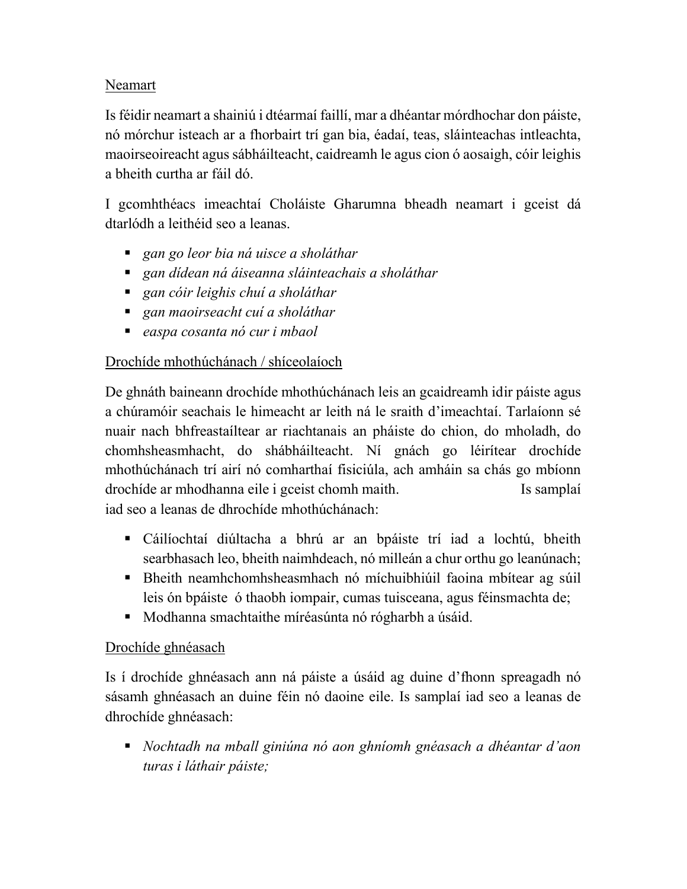Neamart

Is féidir neamart a shainiú i dtéarmaí faillí, mar a dhéantar mórdhochar don páiste, nó mórchur isteach ar a fhorbairt trí gan bia, éadaí, teas, sláinteachas intleachta, maoirseoireacht agus sábháilteacht, caidreamh le agus cion ó aosaigh, cóir leighis a bheith curtha ar fáil dó.

I gcomhthéacs imeachtaí Choláiste Gharumna bheadh neamart i gceist dá dtarlódh a leithéid seo a leanas.

- *gan go leor bia ná uisce a sholáthar*
- *gan dídean ná áiseanna sláinteachais a sholáthar*
- *gan cóir leighis chuí a sholáthar*
- *gan maoirseacht cuí a sholáthar*
- *easpa cosanta nó cur i mbaol*

Drochíde mhothúchánach / shíceolaíoch

De ghnáth baineann drochíde mhothúchánach leis an gcaidreamh idir páiste agus a chúramóir seachais le himeacht ar leith ná le sraith d'imeachtaí. Tarlaíonn sé nuair nach bhfreastaíltear ar riachtanais an pháiste do chion, do mholadh, do chomhsheasmhacht, do shábháilteacht. Ní gnách go léirítear drochíde mhothúchánach trí airí nó comharthaí fisiciúla, ach amháin sa chás go mbíonn drochíde ar mhodhanna eile i gceist chomh maith. Is samplaí iad seo a leanas de dhrochíde mhothúchánach:

- Cáilíochtaí diúltacha a bhrú ar an bpáiste trí iad a lochtú, bheith searbhasach leo, bheith naimhdeach, nó milleán a chur orthu go leanúnach;
- Bheith neamhchomhsheasmhach nó míchuibhiúil faoina mbítear ag súil leis ón bpáiste ó thaobh iompair, cumas tuisceana, agus féinsmachta de;
- Modhanna smachtaithe míréasúnta nó rógharbh a úsáid.

Drochíde ghnéasach

Is í drochíde ghnéasach ann ná páiste a úsáid ag duine d'fhonn spreagadh nó sásamh ghnéasach an duine féin nó daoine eile. Is samplaí iad seo a leanas de dhrochíde ghnéasach:

- *Nochtadh na mball giniúna nó aon ghníomh gnéasach a dhéantar d'aon turas i láthair páiste;*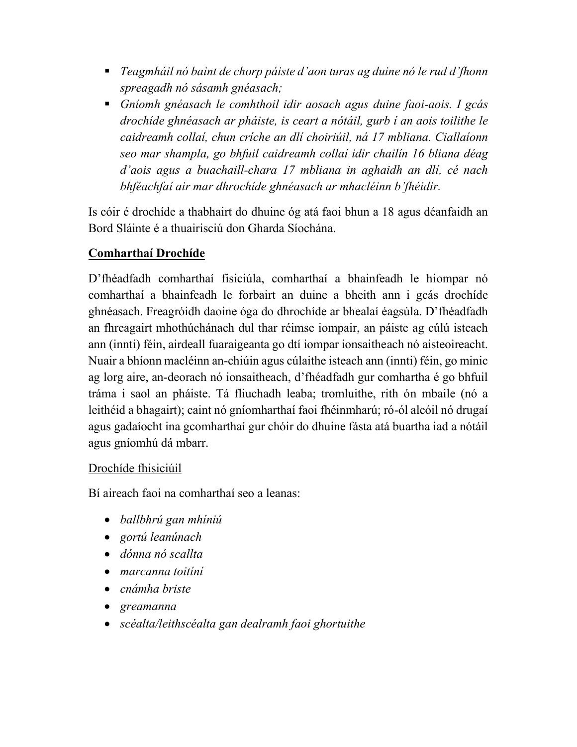- *Teagmháil nó baint de chorp páiste d'aon turas ag duine nó le rud d'fhonn spreagadh nó sásamh gnéasach;*
- *Gníomh gnéasach le comhthoil idir aosach agus duine faoi-aois. I gcás drochíde ghnéasach ar pháiste, is ceart a nótáil, gurb í an aois toilithe le caidreamh collaí, chun críche an dlí choiriúil, ná 17 mbliana. Ciallaíonn seo mar shampla, go bhfuil caidreamh collaí idir chailín 16 bliana déag d'aois agus a buachaill-chara 17 mbliana in aghaidh an dlí, cé nach bhféachfaí air mar dhrochíde ghnéasach ar mhacléinn b'fhéidir.*

Is cóir é drochíde a thabhairt do dhuine óg atá faoi bhun a 18 agus déanfaidh an Bord Sláinte é a thuairisciú don Gharda Síochána.

**<u>Comharthaí Drochíde</u>**

D'fhéadfadh comharthaí fisiciúla, comharthaí a bhainfeadh le hiompar nó comharthaí a bhainfeadh le forbairt an duine a bheith ann i gcás drochíde ghnéasach. Freagróidh daoine óga do dhrochíde ar bhealaí éagsúla. D'fhéadfadh an fhreagairt mhothúchánach dul thar réimse iompair, an páiste ag cúlú isteach ann (innti) féin, airdeall fuaraigeanta go dtí iompar ionsaitheach nó aisteoireacht. Nuair a bhíonn macléinn an-chiúin agus cúlaithe isteach ann (innti) féin, go minic ag lorg aire, an-deorach nó ionsaitheach, d'fhéadfadh gur comhartha é go bhfuil tráma i saol an pháiste. Tá fliuchadh leaba; tromluithe, rith ón mbaile (nó a leithéid a bhagairt); caint nó gníomharthaí faoi fhéinmharú; ró-ól alcóil nó drugaí agus gadaíocht ina gcomharthaí gur chóir do dhuine fásta atá buartha iad a nótáil agus gníomhú dá mbarr.

<u>Drochíde fhisiciúil</u>

Bí aireach faoi na comharthaí seo a leanas:

- *ballbhrú gan mhíniú*
- *gortú leanúnach*
- *dónna nó scallta*
- *marcanna toitíní*
- *cnámha briste*
- *greamanna*
- *scéalta/leithscéalta gan dealramh faoi ghortuithe*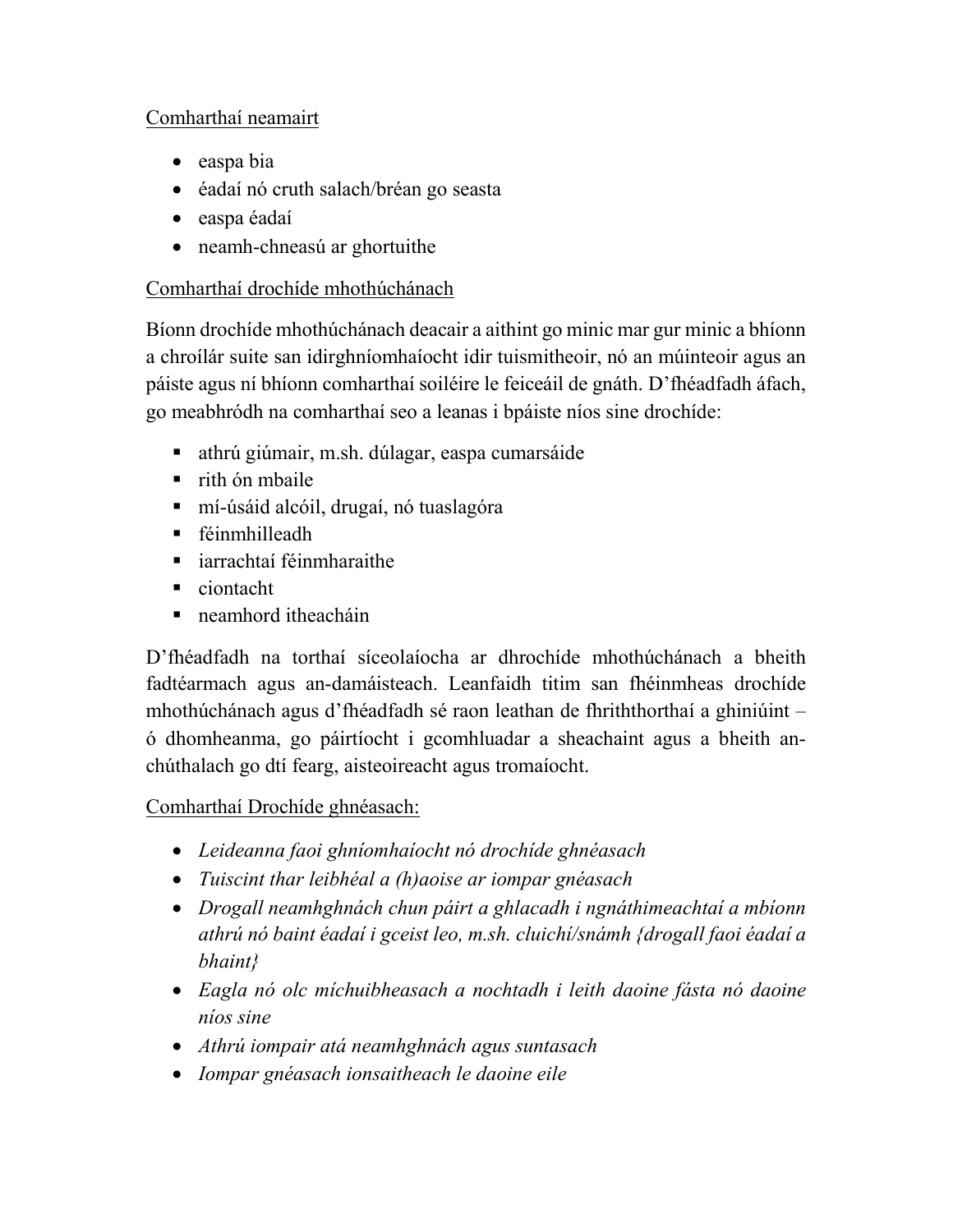<u>Comharthaí neamairt</u>

- easpa bia
- éadaí nó cruth salach/bréan go seasta
- easpa éadaí
- neamh-chneasú ar ghortuithe

<u>Comharthaí drochíde mhothúchánach</u>

Bíonn drochíde mhothúchánach deacair a aithint go minic mar gur minic a bhíonn a chroílár suite san idirghníomhaíocht idir tuismitheoir, nó an múinteoir agus an páiste agus ní bhíonn comharthaí soiléire le feiceáil de gnáth. D'fhéadfadh áfach, go meabhródh na comharthaí seo a leanas i bpáiste níos sine drochíde:

- athrú giúmair, m.sh. dúlagar, easpa cumarsáide
- rith ón mbaile
- mí-úsáid alcóil, drugaí, nó tuaslagóra
- féinmhilleadh
- iarrachtaí féinmharaithe
- ciontacht
- neamhord itheacháin

D'fhéadfadh na torthaí síceolaíocha ar dhrochíde mhothúchánach a bheith fadtéarmach agus an-damáisteach. Leanfaidh titim san fhéinmheas drochíde mhothúchánach agus d'fhéadfadh sé raon leathan de fhriththorthaí a ghiniúint – ó dhomheanma, go páirtíocht i gcomhluadar a sheachaint agus a bheith an-chúthalach go dtí fearg, aisteoireacht agus tromaíocht.

<u>Comharthaí Drochíde ghnéasach:</u>

- *Leideanna faoi ghníomhaíocht nó drochíde ghnéasach*
- *Tuiscint thar leibhéal a (h)aoise ar iompar gnéasach*
- *Drogall neamhghnách chun páirt a ghlacadh i ngnáthimeachtaí a mbíonn athrú nó baint éadaí i gceist leo, m.sh. cluichí/snámh {drogall faoi éadaí a bhaint}*
- *Eagla nó olc míchuibheasach a nochtadh i leith daoine fásta nó daoine níos sine*
- *Athrú iompair atá neamhghnách agus suntasach*
- *Iompar gnéasach ionsaitheach le daoine eile*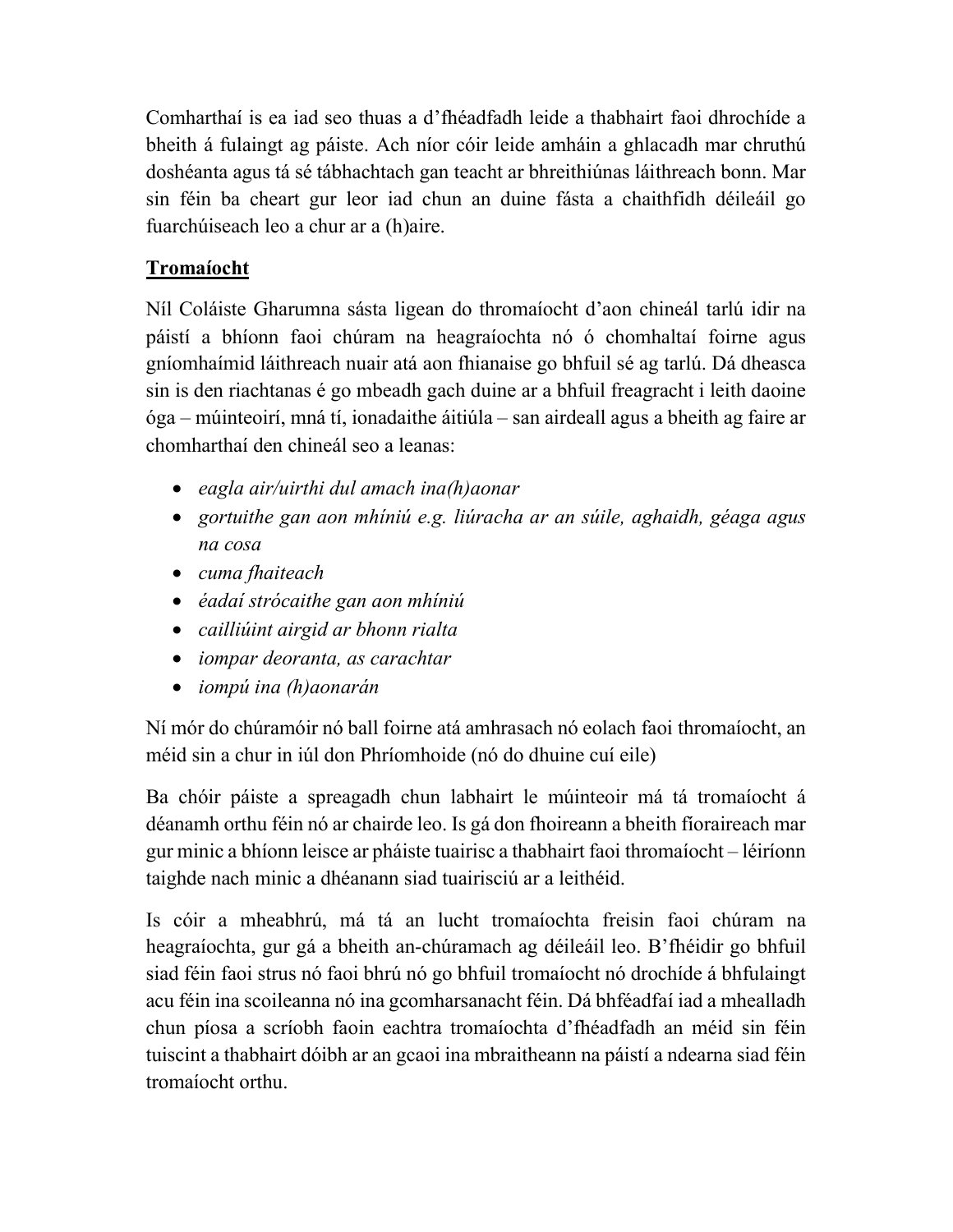Comharthaí is ea iad seo thuas a d'fhéadfadh leide a thabhairt faoi dhrochíde a bheith á fulaingt ag páiste. Ach níor cóir leide amháin a ghlacadh mar chruthú doshéanta agus tá sé tábhachtach gan teacht ar bhreithiúnas láithreach bonn. Mar sin féin ba cheart gur leor iad chun an duine fásta a chaithfidh déileáil go fuarchúiseach leo a chur ar a (h)aire.

## Tromaíocht

Níl Coláiste Gharumna sásta ligean do thromaíocht d'aon chineál tarlú idir na páistí a bhíonn faoi chúram na heagraíochta nó ó chomhaltaí foirne agus gníomhaímid láithreach nuair atá aon fhianaise go bhfuil sé ag tarlú. Dá dheasca sin is den riachtanas é go mbeadh gach duine ar a bhfuil freagracht i leith daoine óga – múinteoirí, mná tí, ionadaithe áitiúla – san airdeall agus a bheith ag faire ar chomharthaí den chineál seo a leanas:

- *eagla air/uirthi dul amach ina(h)aonar*
- *gortuithe gan aon mhíniú e.g. liúracha ar an súile, aghaidh, géaga agus na cosa*
- *cuma fhaiteach*
- *éadaí strócaithe gan aon mhíniú*
- *cailliúint airgid ar bhonn rialta*
- *iompar deoranta, as carachtar*
- *iompú ina (h)aonarán*

Ní mór do chúramóir nó ball foirne atá amhrasach nó eolach faoi thromaíocht, an méid sin a chur in iúl don Phríomhoide (nó do dhuine cuí eile)

Ba chóir páiste a spreagadh chun labhairt le múinteoir má tá tromaíocht á déanamh orthu féin nó ar chairde leo. Is gá don fhoireann a bheith fíoraireach mar gur minic a bhíonn leisce ar pháiste tuairisc a thabhairt faoi thromaíocht – léiríonn taighde nach minic a dhéanann siad tuairisciú ar a leithéid.

Is cóir a mheabhrú, má tá an lucht tromaíochta freisin faoi chúram na heagraíochta, gur gá a bheith an-chúramach ag déileáil leo. B'fhéidir go bhfuil siad féin faoi strus nó faoi bhrú nó go bhfuil tromaíocht nó drochíde á bhfulaingt acu féin ina scoileanna nó ina gcomharsanacht féin. Dá bhféadfaí iad a mhealladh chun píosa a scríobh faoin eachtra tromaíochta d'fhéadfadh an méid sin féin tuiscint a thabhairt dóibh ar an gcaoi ina mbraitheann na páistí a ndearna siad féin tromaíocht orthu.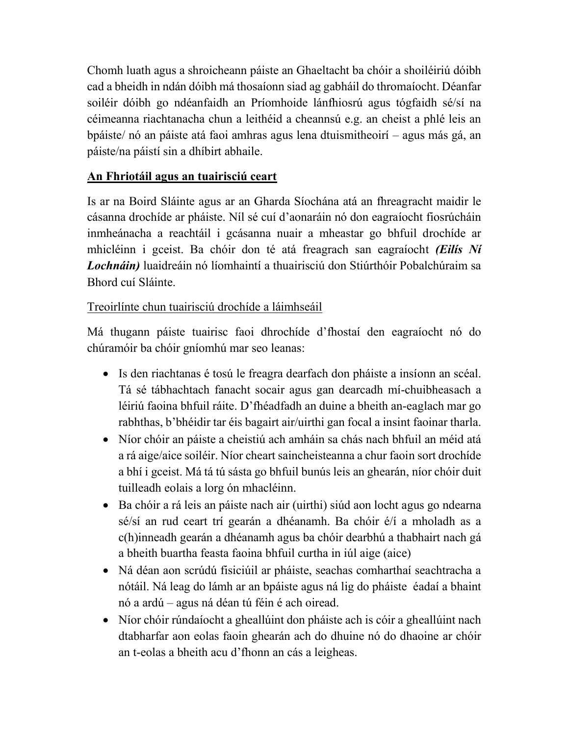Chomh luath agus a shroicheann páiste an Ghaeltacht ba chóir a shoiléiriú dóibh cad a bheidh in ndán dóibh má thosaíonn siad ag gabháil do thromaíocht. Déanfar soiléir dóibh go ndéanfaidh an Príomhoide lánfhiosrú agus tógfaidh sé/sí na céimeanna riachtanacha chun a leithéid a cheannsú e.g. an cheist a phlé leis an bpáiste/ nó an páiste atá faoi amhras agus lena dtuismitheoirí – agus más gá, an páiste/na páistí sin a dhíbirt abhaile.

**<u>An Fhriotáil agus an tuairisciú ceart</u>**

Is ar na Boird Sláinte agus ar an Gharda Síochána atá an fhreagracht maidir le cásanna drochíde ar pháiste. Níl sé cuí d'aonaráin nó don eagraíocht fiosrúcháin inmheánacha a reachtáil i gcásanna nuair a mheastar go bhfuil drochíde ar mhicléinn i gceist. Ba chóir don té atá freagrach san eagraíocht ***(Eilís Ní Lochnáin)*** luaidreáin nó líomhaintí a thuairisciú don Stiúrthóir Pobalchúraim sa Bhord cuí Sláinte.

<u>Treoirlínte chun tuairisciú drochíde a láimhseáil</u>

Má thugann páiste tuairisc faoi dhrochíde d'fhostaí den eagraíocht nó do chúramóir ba chóir gníomhú mar seo leanas:

- Is den riachtanas é tosú le freagra dearfach don pháiste a insíonn an scéal. Tá sé tábhachtach fanacht socair agus gan dearcadh mí-chuibheasach a léiriú faoina bhfuil ráite. D'fhéadfadh an duine a bheith an-eaglach mar go rabhthas, b'bhéidir tar éis bagairt air/uirthi gan focal a insint faoinar tharla.
- Níor chóir an páiste a cheistiú ach amháin sa chás nach bhfuil an méid atá a rá aige/aice soiléir. Níor cheart saincheisteanna a chur faoin sort drochíde a bhí i gceist. Má tá tú sásta go bhfuil bunús leis an ghearán, níor chóir duit tuilleadh eolais a lorg ón mhacléinn.
- Ba chóir a rá leis an páiste nach air (uirthi) siúd aon locht agus go ndearna sé/sí an rud ceart trí gearán a dhéanamh. Ba chóir é/í a mholadh as a c(h)inneadh gearán a dhéanamh agus ba chóir dearbhú a thabhairt nach gá a bheith buartha feasta faoina bhfuil curtha in iúl aige (aice)
- Ná déan aon scrúdú fisiciúil ar pháiste, seachas comharthaí seachtracha a nótáil. Ná leag do lámh ar an bpáiste agus ná lig do pháiste éadaí a bhaint nó a ardú – agus ná déan tú féin é ach oiread.
- Níor chóir rúndaíocht a gheallúint don pháiste ach is cóir a gheallúint nach dtabharfar aon eolas faoin ghearán ach do dhuine nó do dhaoine ar chóir an t-eolas a bheith acu d'fhonn an cás a leigheas.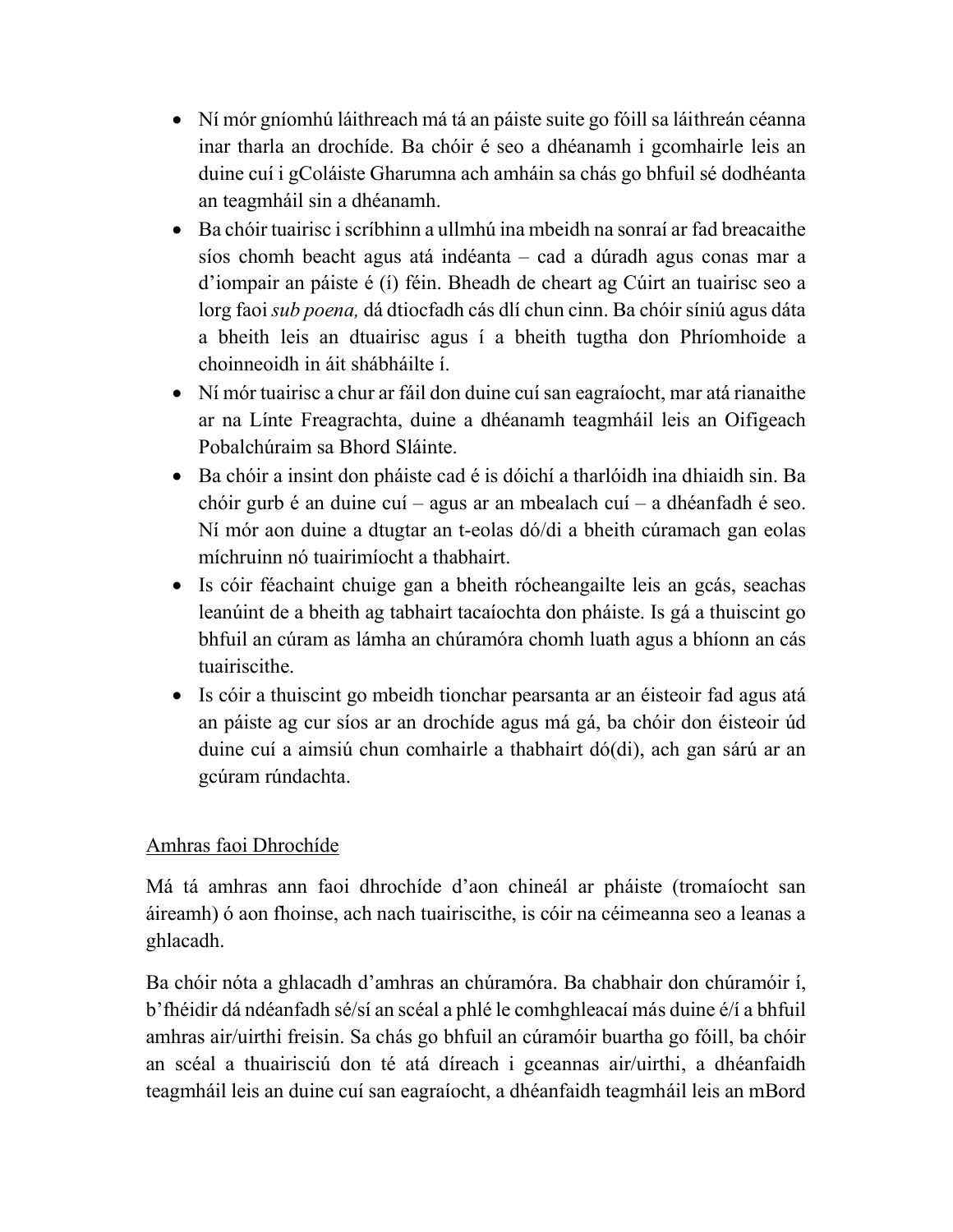- Ní mór gníomhú láithreach má tá an páiste suite go fóill sa láithreán céanna inar tharla an drochíde. Ba chóir é seo a dhéanamh i gcomhairle leis an duine cuí i gColáiste Gharumna ach amháin sa chás go bhfuil sé dodhéanta an teagmháil sin a dhéanamh.
- Ba chóir tuairisc i scríbhinn a ullmhú ina mbeidh na sonraí ar fad breacaithe síos chomh beacht agus atá indéanta – cad a dúradh agus conas mar a d'iompair an páiste é (í) féin. Bheadh de cheart ag Cúirt an tuairisc seo a lorg faoi *sub poena,* dá dtiocfadh cás dlí chun cinn. Ba chóir síniú agus dáta a bheith leis an dtuairisc agus í a bheith tugtha don Phríomhoide a choinneoidh in áit shábháilte í.
- Ní mór tuairisc a chur ar fáil don duine cuí san eagraíocht, mar atá rianaithe ar na Línte Freagrachta, duine a dhéanamh teagmháil leis an Oifigeach Pobalchúraim sa Bhord Sláinte.
- Ba chóir a insint don pháiste cad é is dóichí a tharlóidh ina dhiaidh sin. Ba chóir gurb é an duine cuí – agus ar an mbealach cuí – a dhéanfadh é seo. Ní mór aon duine a dtugtar an t-eolas dó/di a bheith cúramach gan eolas míchruinn nó tuairimíocht a thabhairt.
- Is cóir féachaint chuige gan a bheith rócheangailte leis an gcás, seachas leanúint de a bheith ag tabhairt tacaíochta don pháiste. Is gá a thuiscint go bhfuil an cúram as lámha an chúramóra chomh luath agus a bhíonn an cás tuairiscithe.
- Is cóir a thuiscint go mbeidh tionchar pearsanta ar an éisteoir fad agus atá an páiste ag cur síos ar an drochíde agus má gá, ba chóir don éisteoir úd duine cuí a aimsiú chun comhairle a thabhairt dó(di), ach gan sárú ar an gcúram rúndachta.

<u>Amhras faoi Dhrochíde</u>

Má tá amhras ann faoi dhrochíde d'aon chineál ar pháiste (tromaíocht san áireamh) ó aon fhoinse, ach nach tuairiscithe, is cóir na céimeanna seo a leanas a ghlacadh.

Ba chóir nóta a ghlacadh d'amhras an chúramóra. Ba chabhair don chúramóir í, b'fhéidir dá ndéanfadh sé/sí an scéal a phlé le comhghleacaí más duine é/í a bhfuil amhras air/uirthi freisin. Sa chás go bhfuil an cúramóir buartha go fóill, ba chóir an scéal a thuairisciú don té atá díreach i gceannas air/uirthi, a dhéanfaidh teagmháil leis an duine cuí san eagraíocht, a dhéanfaidh teagmháil leis an mBord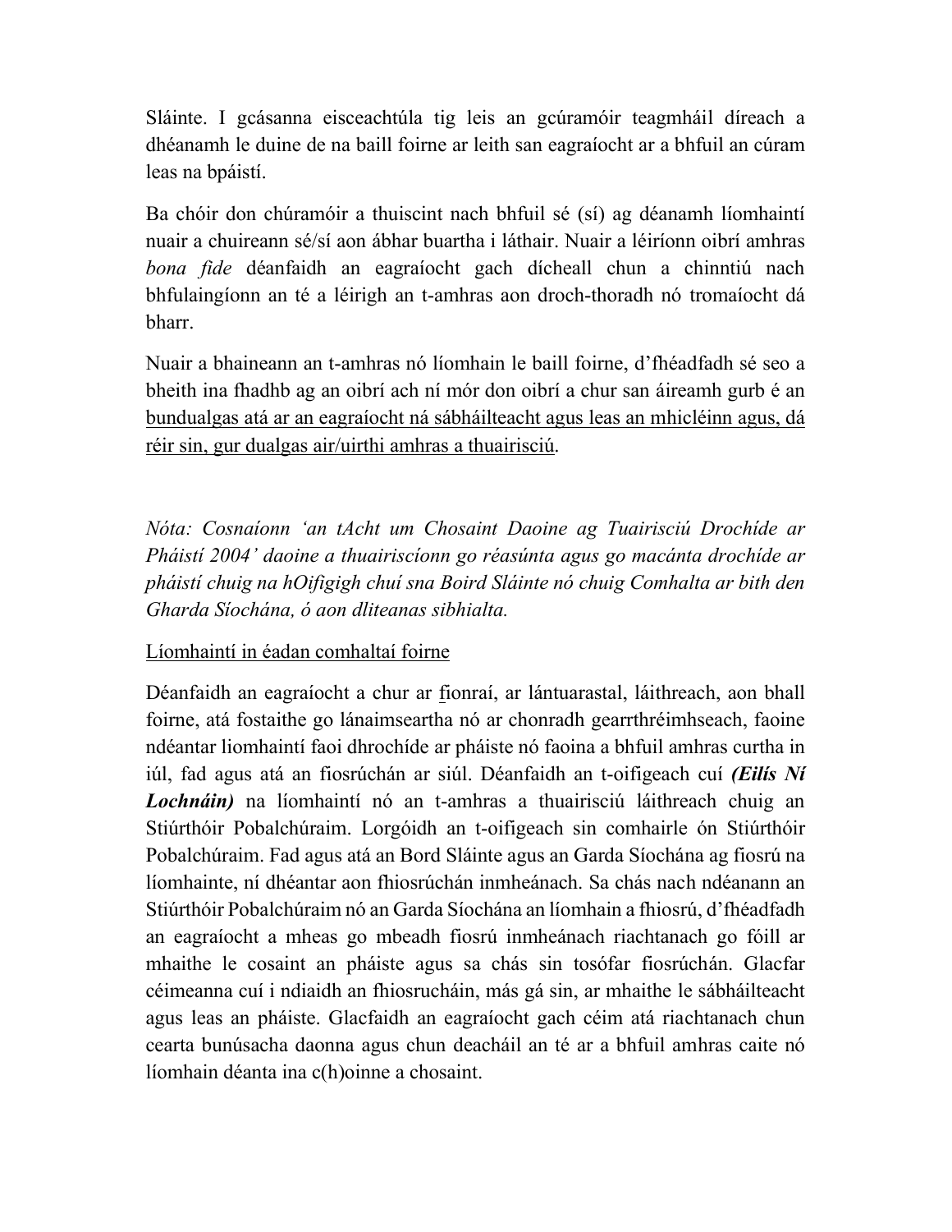Sláinte. I gcásanna eisceachtúla tig leis an gcúramóir teagmháil díreach a dhéanamh le duine de na baill foirne ar leith san eagraíocht ar a bhfuil an cúram leas na bpáistí.

Ba chóir don chúramóir a thuiscint nach bhfuil sé (sí) ag déanamh líomhaintí nuair a chuireann sé/sí aon ábhar buartha i láthair. Nuair a léiríonn oibrí amhras *bona fide* déanfaidh an eagraíocht gach dícheall chun a chinntiú nach bhfulaingíonn an té a léirigh an t-amhras aon droch-thoradh nó tromaíocht dá bharr.

Nuair a bhaineann an t-amhras nó líomhain le baill foirne, d'fhéadfadh sé seo a bheith ina fhadhb ag an oibrí ach ní mór don oibrí a chur san áireamh gurb é an <u>bundualgas atá ar an eagraíocht ná sábháilteacht agus leas an mhicléinn agus, dá réir sin, gur dualgas air/uirthi amhras a thuairisciú</u>.

*Nóta: Cosnaíonn 'an tAcht um Chosaint Daoine ag Tuairisciú Drochíde ar Pháistí 2004' daoine a thuairiscíonn go réasúnta agus go macánta drochíde ar pháistí chuig na hOifigigh chuí sna Boird Sláinte nó chuig Comhalta ar bith den Gharda Síochána, ó aon dliteanas sibhialta.*

<u>Líomhaintí in éadan comhaltaí foirne</u>

Déanfaidh an eagraíocht a chur ar fionraí, ar lántuarastal, láithreach, aon bhall foirne, atá fostaithe go lánaimseartha nó ar chonradh gearrthréimhseach, faoine ndéantar liomhaintí faoi dhrochíde ar pháiste nó faoina a bhfuil amhras curtha in iúl, fad agus atá an fiosrúchán ar siúl. Déanfaidh an t-oifigeach cuí ***(Eilís Ní Lochnáin)*** na líomhaintí nó an t-amhras a thuairisciú láithreach chuig an Stiúrthóir Pobalchúraim. Lorgóidh an t-oifigeach sin comhairle ón Stiúrthóir Pobalchúraim. Fad agus atá an Bord Sláinte agus an Garda Síochána ag fiosrú na líomhainte, ní dhéantar aon fhiosrúchán inmheánach. Sa chás nach ndéanann an Stiúrthóir Pobalchúraim nó an Garda Síochána an líomhain a fhiosrú, d'fhéadfadh an eagraíocht a mheas go mbeadh fiosrú inmheánach riachtanach go fóill ar mhaithe le cosaint an pháiste agus sa chás sin tosófar fiosrúchán. Glacfar céimeanna cuí i ndiaidh an fhiosrucháin, más gá sin, ar mhaithe le sábháilteacht agus leas an pháiste. Glacfaidh an eagraíocht gach céim atá riachtanach chun cearta bunúsacha daonna agus chun deacháil an té ar a bhfuil amhras caite nó líomhain déanta ina c(h)oinne a chosaint.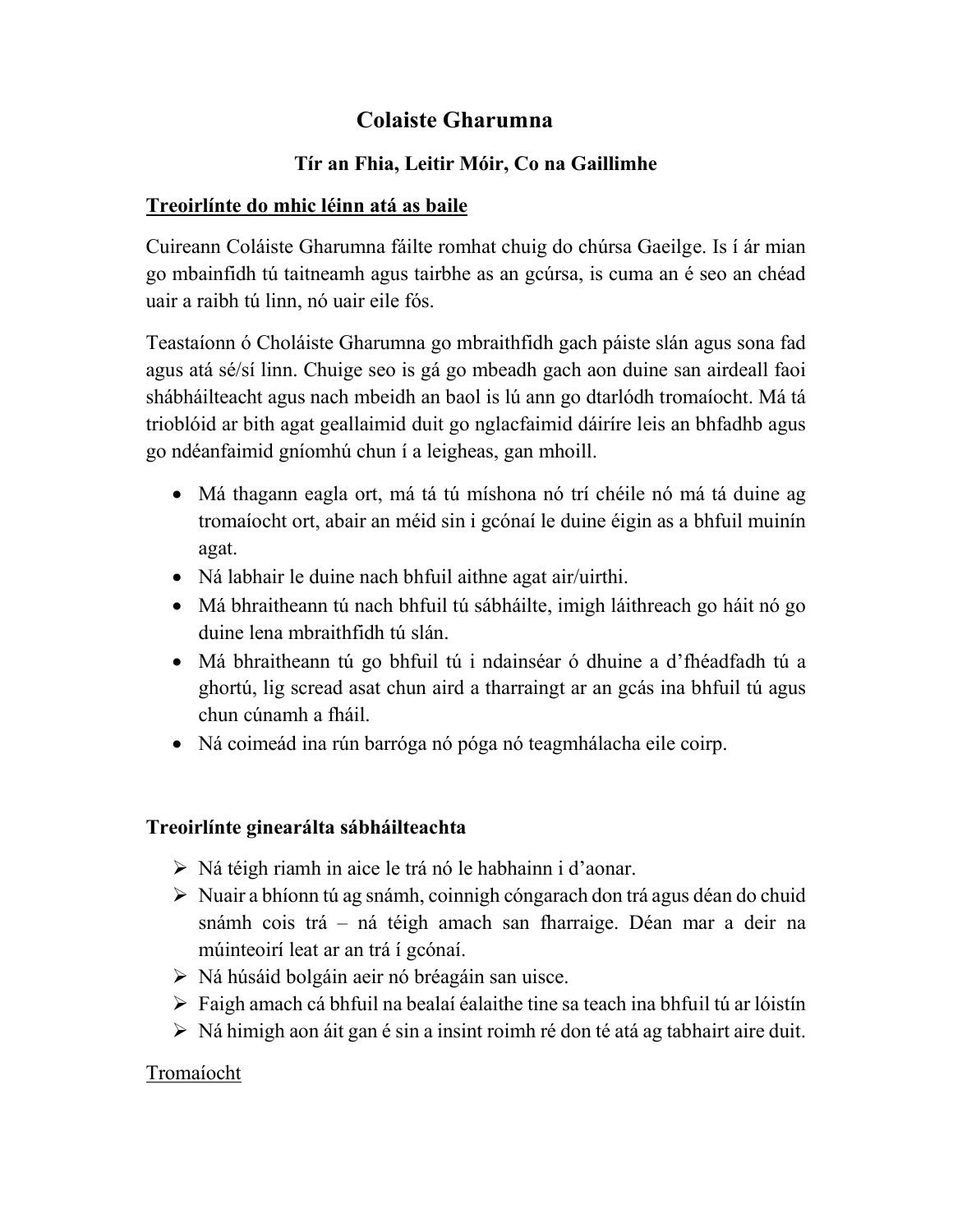# Colaiste Gharumna

## Tír an Fhia, Leitir Móir, Co na Gaillimhe

**Treoirlínte do mhic léinn atá as baile**

Cuireann Coláiste Gharumna fáilte romhat chuig do chúrsa Gaeilge. Is í ár mian go mbainfidh tú taitneamh agus tairbhe as an gcúrsa, is cuma an é seo an chéad uair a raibh tú linn, nó uair eile fós.

Teastaíonn ó Choláiste Gharumna go mbraithfidh gach páiste slán agus sona fad agus atá sé/sí linn. Chuige seo is gá go mbeadh gach aon duine san airdeall faoi shábháilteacht agus nach mbeidh an baol is lú ann go dtarlódh tromaíocht. Má tá trioblóid ar bith agat geallaimid duit go nglacfaimid dáiríre leis an bhfadhb agus go ndéanfaimid gníomhú chun í a leigheas, gan mhoill.

- Má thagann eagla ort, má tá tú míshona nó trí chéile nó má tá duine ag tromaíocht ort, abair an méid sin i gcónaí le duine éigin as a bhfuil muinín agat.
- Ná labhair le duine nach bhfuil aithne agat air/uirthi.
- Má bhraitheann tú nach bhfuil tú sábháilte, imigh láithreach go háit nó go duine lena mbraithfidh tú slán.
- Má bhraitheann tú go bhfuil tú i ndainséar ó dhuine a d'fhéadfadh tú a ghortú, lig scread asat chun aird a tharraingt ar an gcás ina bhfuil tú agus chun cúnamh a fháil.
- Ná coimeád ina rún barróga nó póga nó teagmhálacha eile coirp.

**Treoirlínte ginearálta sábháilteachta**

- Ná téigh riamh in aice le trá nó le habhainn i d'aonar.
- Nuair a bhíonn tú ag snámh, coinnigh cóngarach don trá agus déan do chuid snámh cois trá – ná téigh amach san fharraige. Déan mar a deir na múinteoirí leat ar an trá i gcónaí.
- Ná húsáid bolgáin aeir nó bréagáin san uisce.
- Faigh amach cá bhfuil na bealaí éalaithe tine sa teach ina bhfuil tú ar lóistín
- Ná himigh aon áit gan é sin a insint roimh ré don té atá ag tabhairt aire duit.

Tromaíocht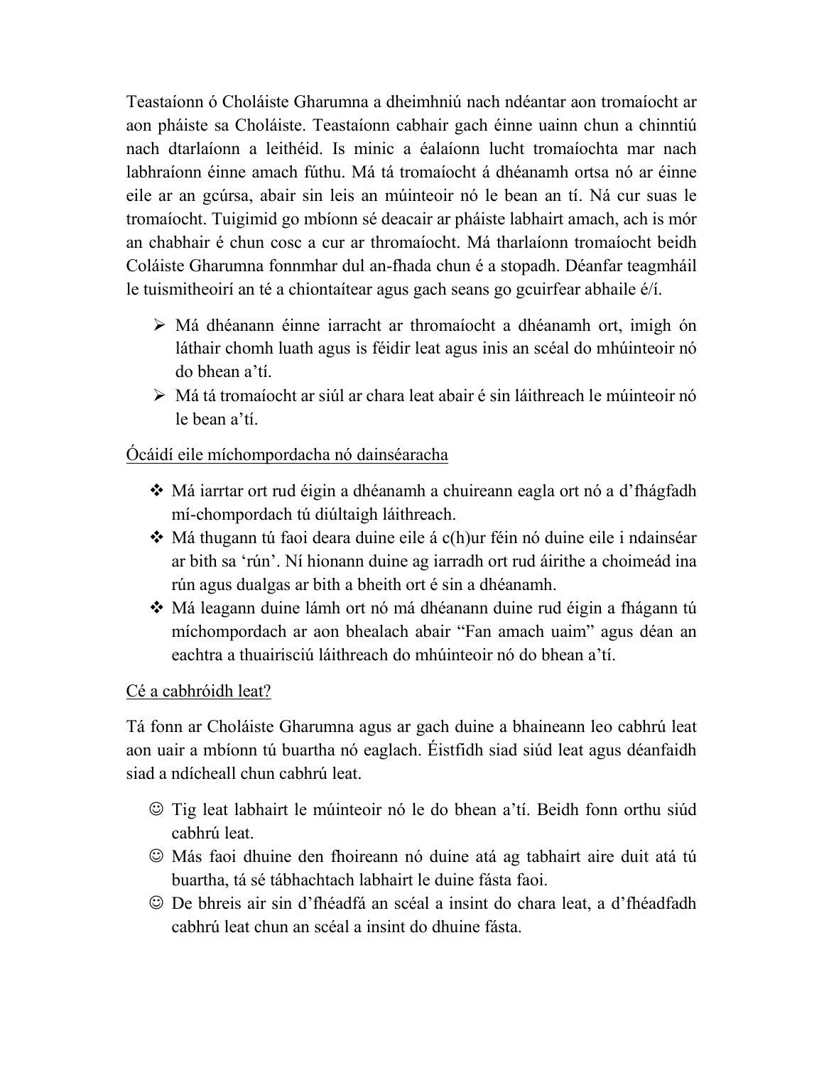Teastaíonn ó Choláiste Gharumna a dheimhniú nach ndéantar aon tromaíocht ar aon pháiste sa Choláiste. Teastaíonn cabhair gach éinne uainn chun a chinntiú nach dtarlaíonn a leithéid. Is minic a éalaíonn lucht tromaíochta mar nach labhraíonn éinne amach fúthu. Má tá tromaíocht á dhéanamh ortsa nó ar éinne eile ar an gcúrsa, abair sin leis an múinteoir nó le bean an tí. Ná cur suas le tromaíocht. Tuigimid go mbíonn sé deacair ar pháiste labhairt amach, ach is mór an chabhair é chun cosc a cur ar thromaíocht. Má tharlaíonn tromaíocht beidh Coláiste Gharumna fonnmhar dul an-fhada chun é a stopadh. Déanfar teagmháil le tuismitheoirí an té a chiontaítear agus gach seans go gcuirfear abhaile é/í.

- Má dhéanann éinne iarracht ar thromaíocht a dhéanamh ort, imigh ón láthair chomh luath agus is féidir leat agus inis an scéal do mhúinteoir nó do bhean a'tí.
- Má tá tromaíocht ar siúl ar chara leat abair é sin láithreach le múinteoir nó le bean a'tí.

<u>Ócáidí eile míchompordacha nó dainséaracha</u>

- Má iarrtar ort rud éigin a dhéanamh a chuireann eagla ort nó a d'fhágfadh mí-chompordach tú diúltaigh láithreach.
- Má thugann tú faoi deara duine eile á c(h)ur féin nó duine eile i ndainséar ar bith sa 'rún'. Ní hionann duine ag iarradh ort rud áirithe a choimeád ina rún agus dualgas ar bith a bheith ort é sin a dhéanamh.
- Má leagann duine lámh ort nó má dhéanann duine rud éigin a fhágann tú míchompordach ar aon bhealach abair "Fan amach uaim" agus déan an eachtra a thuairisciú láithreach do mhúinteoir nó do bhean a'tí.

<u>Cé a cabhróidh leat?</u>

Tá fonn ar Choláiste Gharumna agus ar gach duine a bhaineann leo cabhrú leat aon uair a mbíonn tú buartha nó eaglach. Éistfidh siad siúd leat agus déanfaidh siad a ndícheall chun cabhrú leat.

- ☺ Tig leat labhairt le múinteoir nó le do bhean a'tí. Beidh fonn orthu siúd cabhrú leat.
- ☺ Más faoi dhuine den fhoireann nó duine atá ag tabhairt aire duit atá tú buartha, tá sé tábhachtach labhairt le duine fásta faoi.
- ☺ De bhreis air sin d'fhéadfá an scéal a insint do chara leat, a d'fhéadfadh cabhrú leat chun an scéal a insint do dhuine fásta.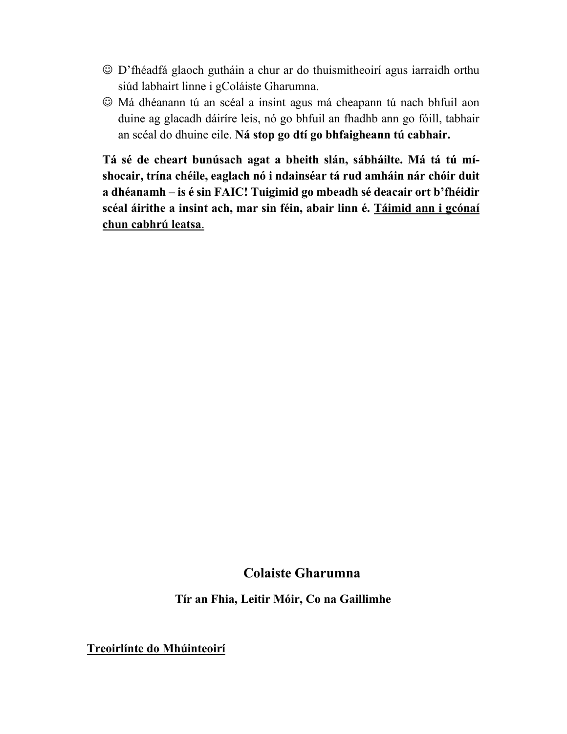- ☺ D'fhéadfá glaoch gutháin a chur ar do thuismitheoirí agus iarraidh orthu siúd labhairt linne i gColáiste Gharumna.
- ☺ Má dhéanann tú an scéal a insint agus má cheapann tú nach bhfuil aon duine ag glacadh dáiríre leis, nó go bhfuil an fhadhb ann go fóill, tabhair an scéal do dhuine eile. **Ná stop go dtí go bhfaigheann tú cabhair.**

**Tá sé de cheart bunúsach agat a bheith slán, sábháilte. Má tá tú mí-shocair, trína chéile, eaglach nó i ndainséar tá rud amháin nár chóir duit a dhéanamh – is é sin FAIC! Tuigimid go mbeadh sé deacair ort b'fhéidir scéal áirithe a insint ach, mar sin féin, abair linn é. <u>Táimid ann i gcónaí chun cabhrú leatsa</u>.**

## Colaiste Gharumna

**Tír an Fhia, Leitir Móir, Co na Gaillimhe**

**<u>Treoirlínte do Mhúinteoirí</u>**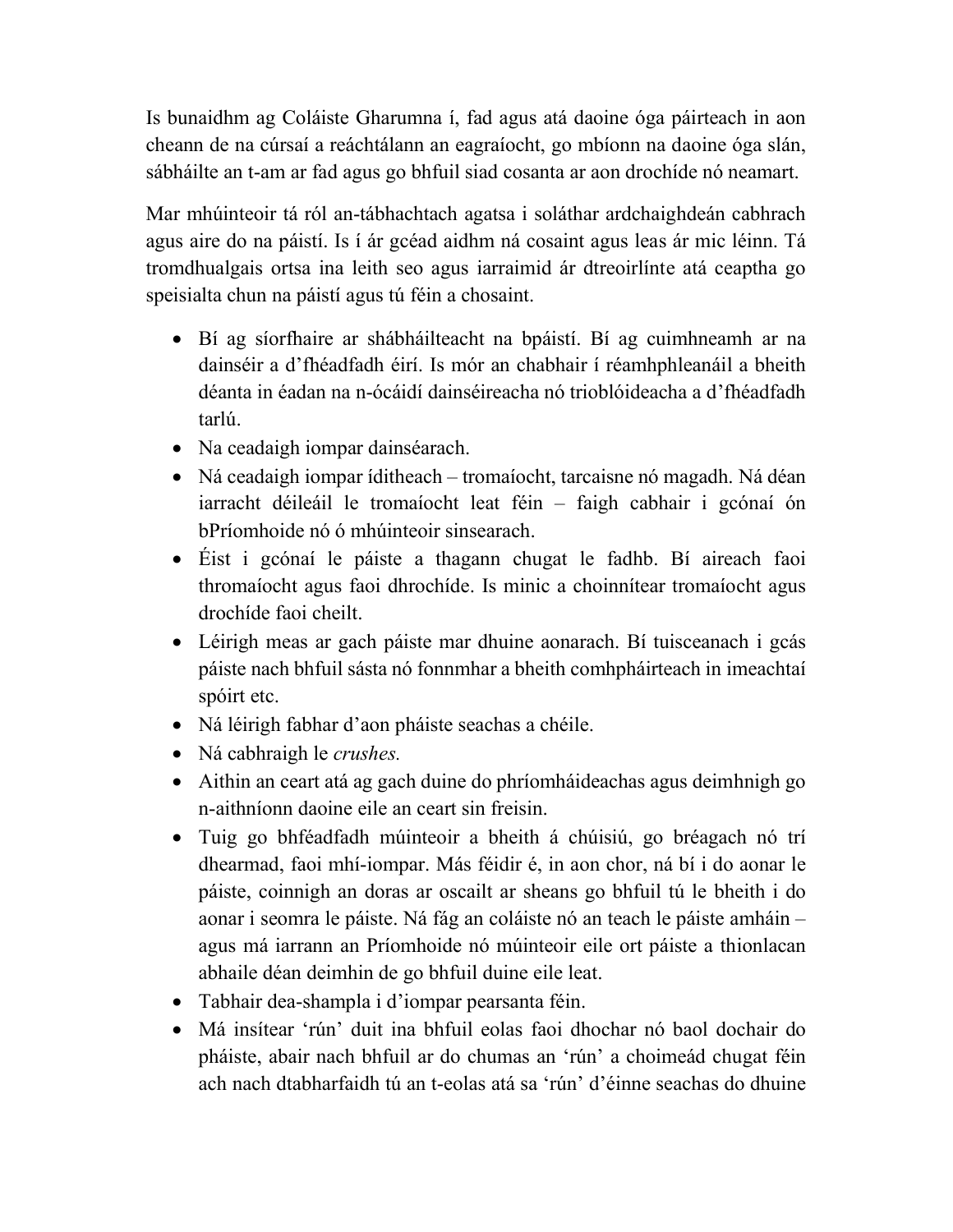Is bunaidhm ag Coláiste Gharumna í, fad agus atá daoine óga páirteach in aon cheann de na cúrsaí a reáchtálann an eagraíocht, go mbíonn na daoine óga slán, sábháilte an t-am ar fad agus go bhfuil siad cosanta ar aon drochíde nó neamart.

Mar mhúinteoir tá ról an-tábhachtach agatsa i soláthar ardchaighdeán cabhrach agus aire do na páistí. Is í ár gcéad aidhm ná cosaint agus leas ár mic léinn. Tá tromdhualgais ortsa ina leith seo agus iarraimid ár dtreoirlínte atá ceaptha go speisialta chun na páistí agus tú féin a chosaint.

- Bí ag síorfhaire ar shábháilteacht na bpáistí. Bí ag cuimhneamh ar na dainséir a d'fhéadfadh éirí. Is mór an chabhair í réamhphleanáil a bheith déanta in éadan na n-ócáidí dainséireacha nó trioblóideacha a d'fhéadfadh tarlú.
- Na ceadaigh iompar dainséarach.
- Ná ceadaigh iompar íditheach – tromaíocht, tarcaisne nó magadh. Ná déan iarracht déileáil le tromaíocht leat féin – faigh cabhair i gcónaí ón bPríomhoide nó ó mhúinteoir sinsearach.
- Éist i gcónaí le páiste a thagann chugat le fadhb. Bí aireach faoi thromaíocht agus faoi dhrochíde. Is minic a choinnítear tromaíocht agus drochíde faoi cheilt.
- Léirigh meas ar gach páiste mar dhuine aonarach. Bí tuisceanach i gcás páiste nach bhfuil sásta nó fonnmhar a bheith comhpháirteach in imeachtaí spóirt etc.
- Ná léirigh fabhar d'aon pháiste seachas a chéile.
- Ná cabhraigh le *crushes.*
- Aithin an ceart atá ag gach duine do phríomháideachas agus deimhnigh go n-aithníonn daoine eile an ceart sin freisin.
- Tuig go bhféadfadh múinteoir a bheith á chúisiú, go bréagach nó trí dhearmad, faoi mhí-iompar. Más féidir é, in aon chor, ná bí i do aonar le páiste, coinnigh an doras ar oscailt ar sheans go bhfuil tú le bheith i do aonar i seomra le páiste. Ná fág an coláiste nó an teach le páiste amháin – agus má iarrann an Príomhoide nó múinteoir eile ort páiste a thionlacan abhaile déan deimhin de go bhfuil duine eile leat.
- Tabhair dea-shampla i d'iompar pearsanta féin.
- Má insítear 'rún' duit ina bhfuil eolas faoi dhochar nó baol dochair do pháiste, abair nach bhfuil ar do chumas an 'rún' a choimeád chugat féin ach nach dtabharfaidh tú an t-eolas atá sa 'rún' d'éinne seachas do dhuine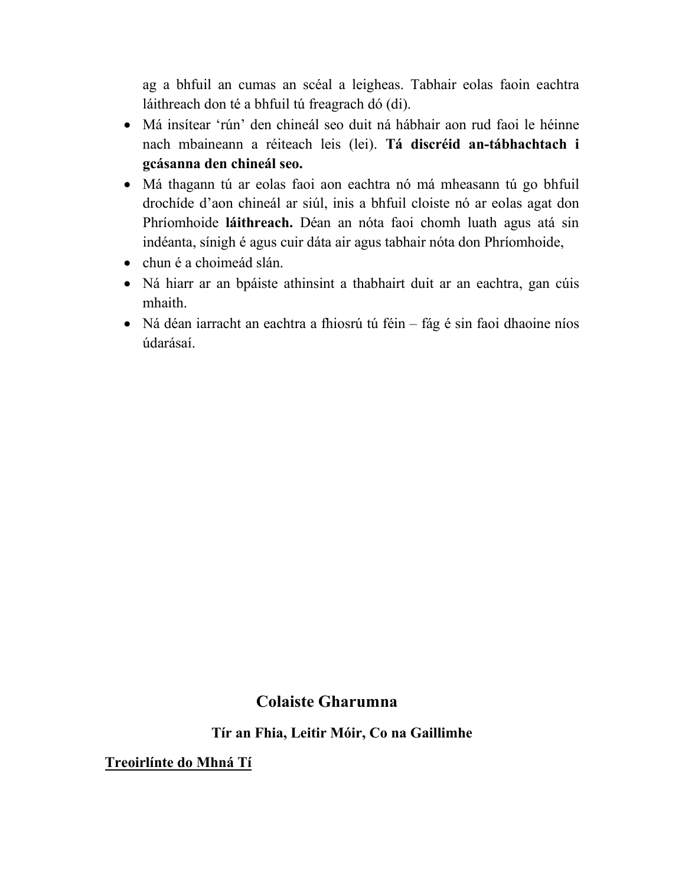ag a bhfuil an cumas an scéal a leigheas. Tabhair eolas faoin eachtra láithreach don té a bhfuil tú freagrach dó (di).

- Má insítear 'rún' den chineál seo duit ná hábhair aon rud faoi le héinne nach mbaineann a réiteach leis (lei). **Tá discréid an-tábhachtach i gcásanna den chineál seo.**
- Má thagann tú ar eolas faoi aon eachtra nó má mheasann tú go bhfuil drochíde d'aon chineál ar siúl, inis a bhfuil cloiste nó ar eolas agat don Phríomhoide **láithreach.** Déan an nóta faoi chomh luath agus atá sin indéanta, sínigh é agus cuir dáta air agus tabhair nóta don Phríomhoide,
- chun é a choimeád slán.
- Ná hiarr ar an bpáiste athinsint a thabhairt duit ar an eachtra, gan cúis mhaith.
- Ná déan iarracht an eachtra a fhiosrú tú féin – fág é sin faoi dhaoine níos údarásaí.

## Colaiste Gharumna

### Tír an Fhia, Leitir Móir, Co na Gaillimhe

**Treoirlínte do Mhná Tí**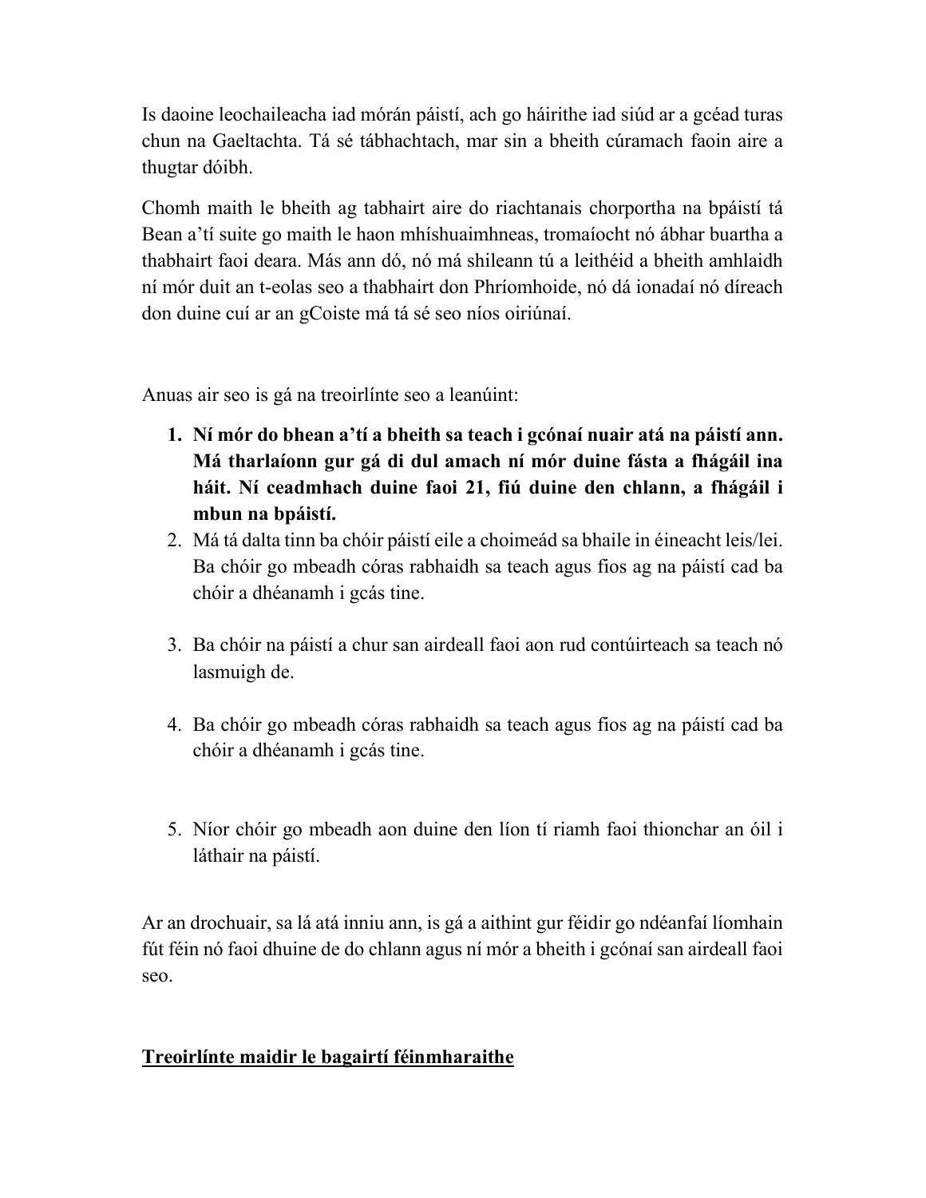Is daoine leochaileacha iad mórán páistí, ach go háirithe iad siúd ar a gcéad turas chun na Gaeltachta. Tá sé tábhachtach, mar sin a bheith cúramach faoin aire a thugtar dóibh.

Chomh maith le bheith ag tabhairt aire do riachtanais chorportha na bpáistí tá Bean a'tí suite go maith le haon mhíshuaimhneas, tromaíocht nó ábhar buartha a thabhairt faoi deara. Más ann dó, nó má shileann tú a leithéid a bheith amhlaidh ní mór duit an t-eolas seo a thabhairt don Phríomhoide, nó dá ionadaí nó díreach don duine cuí ar an gCoiste má tá sé seo níos oiriúnaí.

Anuas air seo is gá na treoirlínte seo a leanúint:

1. **Ní mór do bhean a'tí a bheith sa teach i gcónaí nuair atá na páistí ann. Má tharlaíonn gur gá di dul amach ní mór duine fásta a fhágáil ina háit. Ní ceadmhach duine faoi 21, fiú duine den chlann, a fhágáil i mbun na bpáistí.**
2. Má tá dalta tinn ba chóir páistí eile a choimeád sa bhaile in éineacht leis/lei. Ba chóir go mbeadh córas rabhaidh sa teach agus fios ag na páistí cad ba chóir a dhéanamh i gcás tine.
3. Ba chóir na páistí a chur san airdeall faoi aon rud contúirteach sa teach nó lasmuigh de.
4. Ba chóir go mbeadh córas rabhaidh sa teach agus fios ag na páistí cad ba chóir a dhéanamh i gcás tine.
5. Níor chóir go mbeadh aon duine den líon tí riamh faoi thionchar an óil i láthair na páistí.

Ar an drochuair, sa lá atá inniu ann, is gá a aithint gur féidir go ndéanfaí líomhain fút féin nó faoi dhuine de do chlann agus ní mór a bheith i gcónaí san airdeall faoi seo.

## Treoirlínte maidir le bagairtí féinmharaithe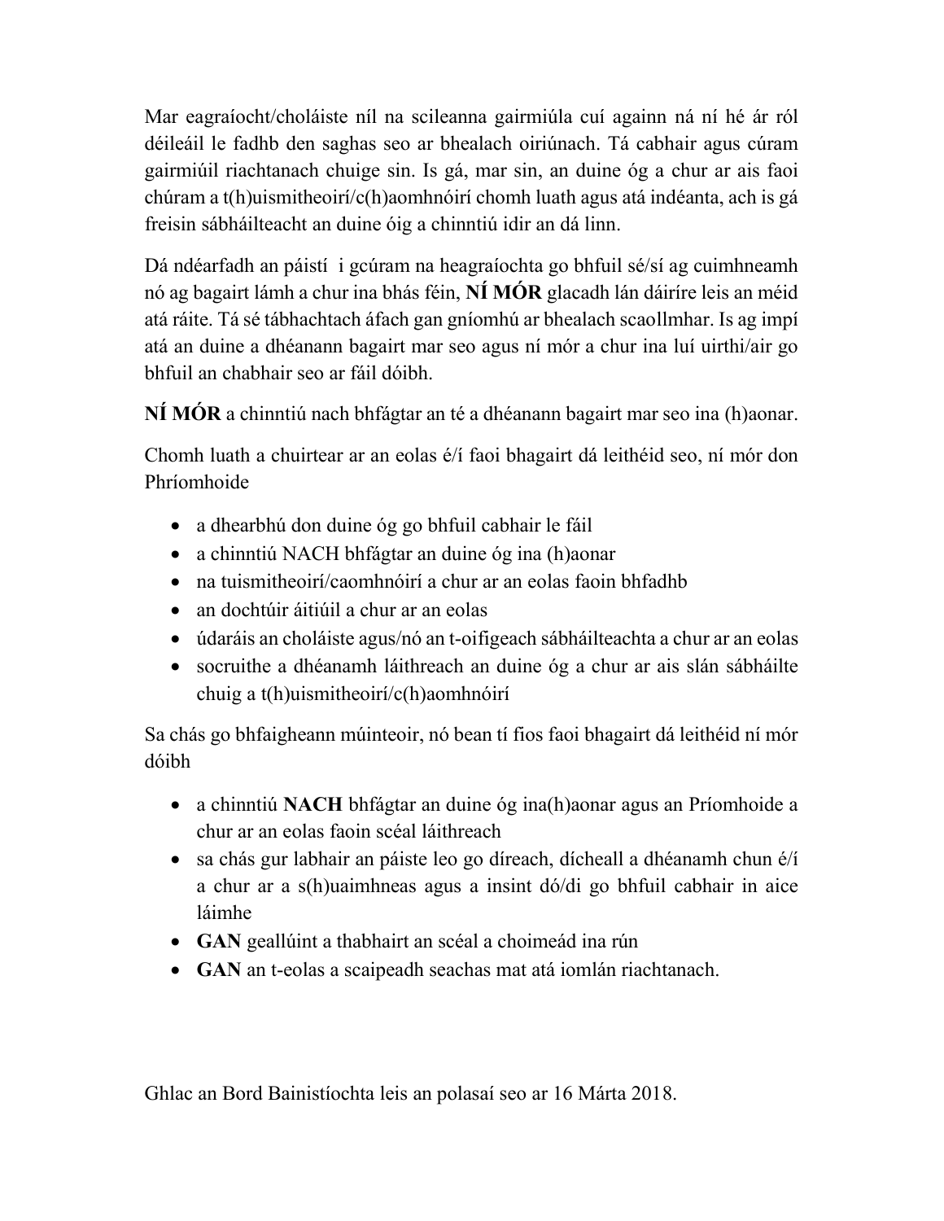Mar eagraíocht/choláiste níl na scileanna gairmiúla cuí againn ná ní hé ár ról déileáil le fadhb den saghas seo ar bhealach oiriúnach. Tá cabhair agus cúram gairmiúil riachtanach chuige sin. Is gá, mar sin, an duine óg a chur ar ais faoi chúram a t(h)uismitheoirí/c(h)aomhnóirí chomh luath agus atá indéanta, ach is gá freisin sábháilteacht an duine óig a chinntiú idir an dá linn.

Dá ndéarfadh an páistí i gcúram na heagraíochta go bhfuil sé/sí ag cuimhneamh nó ag bagairt lámh a chur ina bhás féin, **NÍ MÓR** glacadh lán dáiríre leis an méid atá ráite. Tá sé tábhachtach áfach gan gníomhú ar bhealach scaollmhar. Is ag impí atá an duine a dhéanann bagairt mar seo agus ní mór a chur ina luí uirthi/air go bhfuil an chabhair seo ar fáil dóibh.

**NÍ MÓR** a chinntiú nach bhfágtar an té a dhéanann bagairt mar seo ina (h)aonar.

Chomh luath a chuirtear ar an eolas é/í faoi bhagairt dá leithéid seo, ní mór don Phríomhoide

- a dhearbhú don duine óg go bhfuil cabhair le fáil
- a chinntiú NACH bhfágtar an duine óg ina (h)aonar
- na tuismitheoirí/caomhnóirí a chur ar an eolas faoin bhfadhb
- an dochtúir áitiúil a chur ar an eolas
- údaráis an choláiste agus/nó an t-oifigeach sábháilteachta a chur ar an eolas
- socruithe a dhéanamh láithreach an duine óg a chur ar ais slán sábháilte chuig a t(h)uismitheoirí/c(h)aomhnóirí

Sa chás go bhfaigheann múinteoir, nó bean tí fios faoi bhagairt dá leithéid ní mór dóibh

- a chinntiú **NACH** bhfágtar an duine óg ina(h)aonar agus an Príomhoide a chur ar an eolas faoin scéal láithreach
- sa chás gur labhair an páiste leo go díreach, dícheall a dhéanamh chun é/í a chur ar a s(h)uaimhneas agus a insint dó/di go bhfuil cabhair in aice láimhe
- **GAN** geallúint a thabhairt an scéal a choimeád ina rún
- **GAN** an t-eolas a scaipeadh seachas mat atá iomlán riachtanach.

Ghlac an Bord Bainistíochta leis an polasaí seo ar 16 Márta 2018.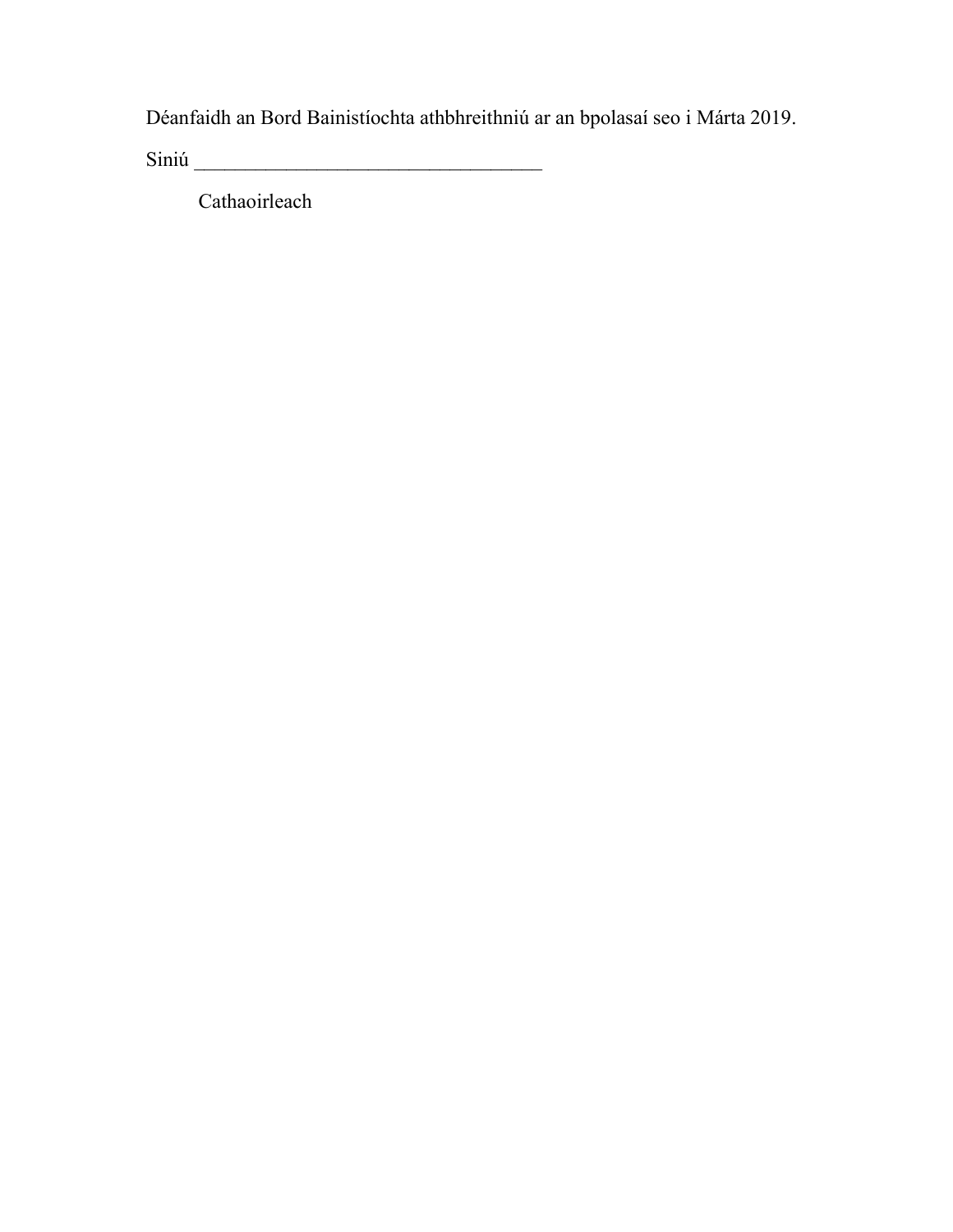Déanfaidh an Bord Bainistíochta athbhreithniú ar an bpolasaí seo i Márta 2019.

Siniú ________________________________

Cathaoirleach